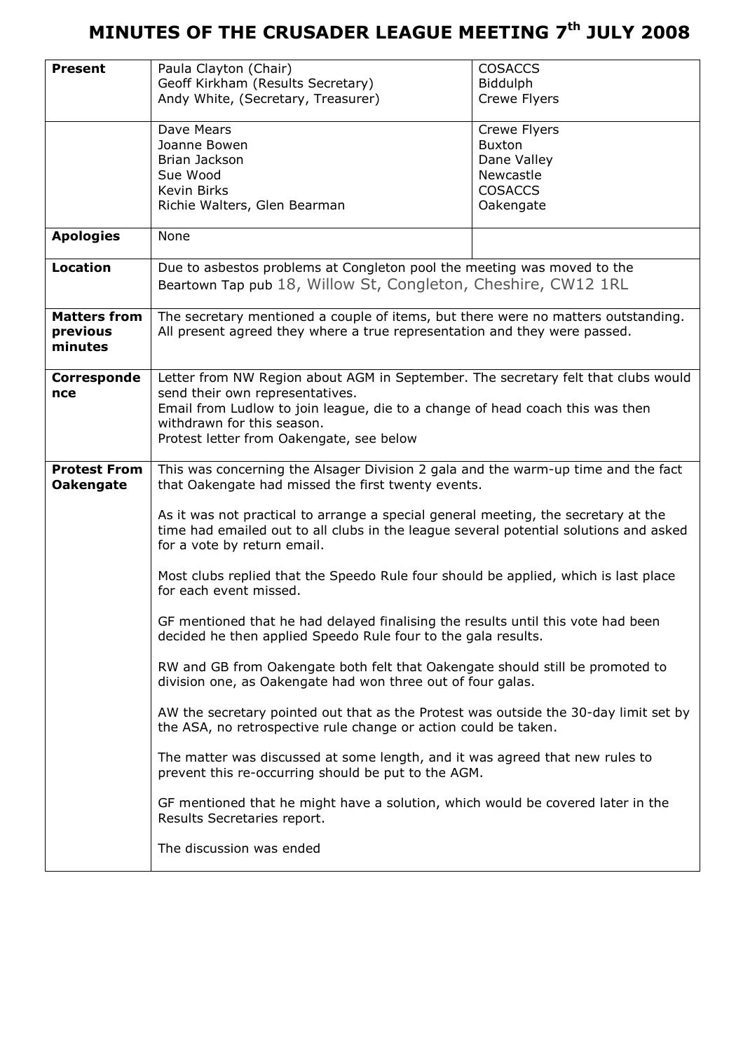# MINUTES OF THE CRUSADER LEAGUE MEETING 7th JULY 2008

| | | |
|---|---|---|
| **Present** | Paula Clayton (Chair)<br>Geoff Kirkham (Results Secretary)<br>Andy White, (Secretary, Treasurer) | COSACCS<br>Biddulph<br>Crewe Flyers |
| | Dave Mears<br>Joanne Bowen<br>Brian Jackson<br>Sue Wood<br>Kevin Birks<br>Richie Walters, Glen Bearman | Crewe Flyers<br>Buxton<br>Dane Valley<br>Newcastle<br>COSACCS<br>Oakengate |
| **Apologies** | None | |
| **Location** | Due to asbestos problems at Congleton pool the meeting was moved to the Beartown Tap pub 18, Willow St, Congleton, Cheshire, CW12 1RL | |
| **Matters from previous minutes** | The secretary mentioned a couple of items, but there were no matters outstanding. All present agreed they where a true representation and they were passed. | |
| **Correspondence** | Letter from NW Region about AGM in September. The secretary felt that clubs would send their own representatives.<br>Email from Ludlow to join league, die to a change of head coach this was then withdrawn for this season.<br>Protest letter from Oakengate, see below | |
| **Protest From Oakengate** | This was concerning the Alsager Division 2 gala and the warm-up time and the fact that Oakengate had missed the first twenty events.<br><br>As it was not practical to arrange a special general meeting, the secretary at the time had emailed out to all clubs in the league several potential solutions and asked for a vote by return email.<br><br>Most clubs replied that the Speedo Rule four should be applied, which is last place for each event missed.<br><br>GF mentioned that he had delayed finalising the results until this vote had been decided he then applied Speedo Rule four to the gala results.<br><br>RW and GB from Oakengate both felt that Oakengate should still be promoted to division one, as Oakengate had won three out of four galas.<br><br>AW the secretary pointed out that as the Protest was outside the 30-day limit set by the ASA, no retrospective rule change or action could be taken.<br><br>The matter was discussed at some length, and it was agreed that new rules to prevent this re-occurring should be put to the AGM.<br><br>GF mentioned that he might have a solution, which would be covered later in the Results Secretaries report.<br><br>The discussion was ended | |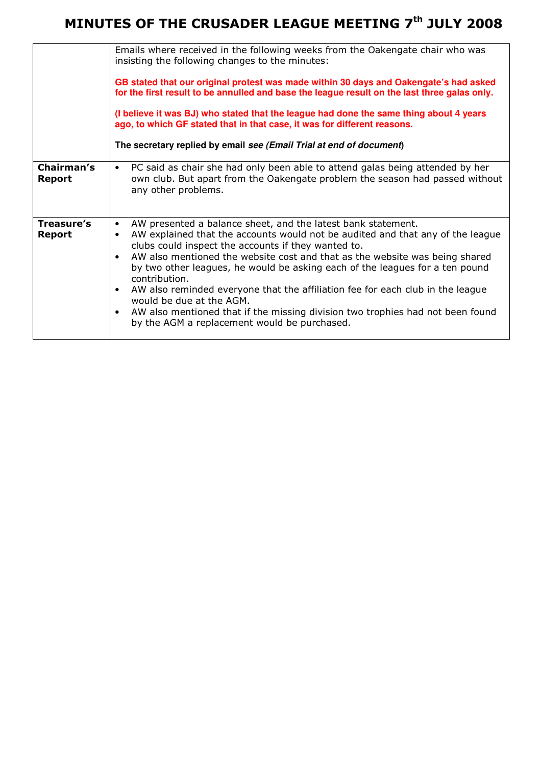# MINUTES OF THE CRUSADER LEAGUE MEETING 7th JULY 2008

| | |
|---|---|
| | Emails where received in the following weeks from the Oakengate chair who was insisting the following changes to the minutes:<br><br>**GB stated that our original protest was made within 30 days and Oakengate's had asked for the first result to be annulled and base the league result on the last three galas only.**<br><br>**(I believe it was BJ) who stated that the league had done the same thing about 4 years ago, to which GF stated that in that case, it was for different reasons.**<br><br>**The secretary replied by email *see (Email Trial at end of document*)** |
| **Chairman's Report** | • PC said as chair she had only been able to attend galas being attended by her own club. But apart from the Oakengate problem the season had passed without any other problems. |
| **Treasure's Report** | • AW presented a balance sheet, and the latest bank statement.<br>• AW explained that the accounts would not be audited and that any of the league clubs could inspect the accounts if they wanted to.<br>• AW also mentioned the website cost and that as the website was being shared by two other leagues, he would be asking each of the leagues for a ten pound contribution.<br>• AW also reminded everyone that the affiliation fee for each club in the league would be due at the AGM.<br>• AW also mentioned that if the missing division two trophies had not been found by the AGM a replacement would be purchased. |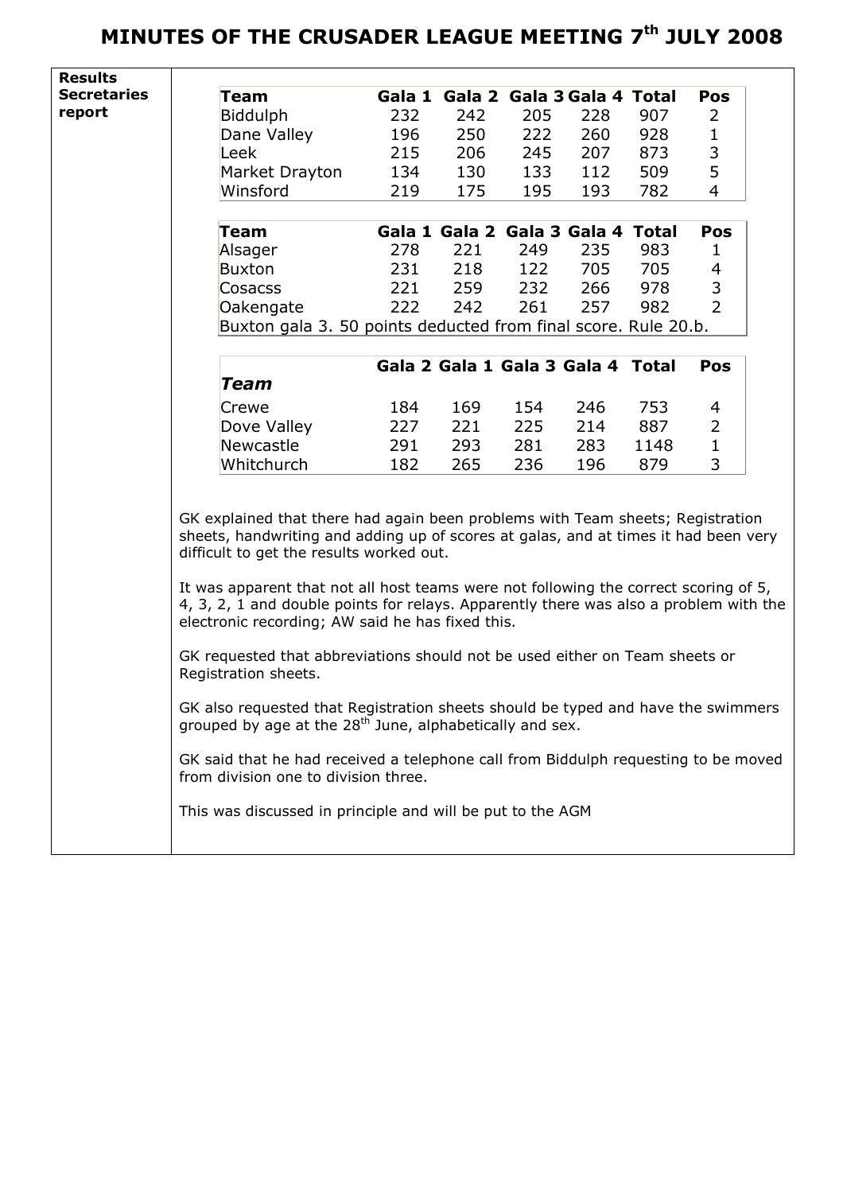# MINUTES OF THE CRUSADER LEAGUE MEETING 7th JULY 2008

**Results Secretaries report**

| Team | Gala 1 | Gala 2 | Gala 3 | Gala 4 | Total | Pos |
|---|---|---|---|---|---|---|
| Biddulph | 232 | 242 | 205 | 228 | 907 | 2 |
| Dane Valley | 196 | 250 | 222 | 260 | 928 | 1 |
| Leek | 215 | 206 | 245 | 207 | 873 | 3 |
| Market Drayton | 134 | 130 | 133 | 112 | 509 | 5 |
| Winsford | 219 | 175 | 195 | 193 | 782 | 4 |

| Team | Gala 1 | Gala 2 | Gala 3 | Gala 4 | Total | Pos |
|---|---|---|---|---|---|---|
| Alsager | 278 | 221 | 249 | 235 | 983 | 1 |
| Buxton | 231 | 218 | 122 | 705 | 705 | 4 |
| Cosacss | 221 | 259 | 232 | 266 | 978 | 3 |
| Oakengate | 222 | 242 | 261 | 257 | 982 | 2 |
| Buxton gala 3. 50 points deducted from final score. Rule 20.b. | | | | | | |

| *Team* | Gala 2 | Gala 1 | Gala 3 | Gala 4 | Total | Pos |
|---|---|---|---|---|---|---|
| Crewe | 184 | 169 | 154 | 246 | 753 | 4 |
| Dove Valley | 227 | 221 | 225 | 214 | 887 | 2 |
| Newcastle | 291 | 293 | 281 | 283 | 1148 | 1 |
| Whitchurch | 182 | 265 | 236 | 196 | 879 | 3 |

GK explained that there had again been problems with Team sheets; Registration sheets, handwriting and adding up of scores at galas, and at times it had been very difficult to get the results worked out.

It was apparent that not all host teams were not following the correct scoring of 5, 4, 3, 2, 1 and double points for relays. Apparently there was also a problem with the electronic recording; AW said he has fixed this.

GK requested that abbreviations should not be used either on Team sheets or Registration sheets.

GK also requested that Registration sheets should be typed and have the swimmers grouped by age at the 28th June, alphabetically and sex.

GK said that he had received a telephone call from Biddulph requesting to be moved from division one to division three.

This was discussed in principle and will be put to the AGM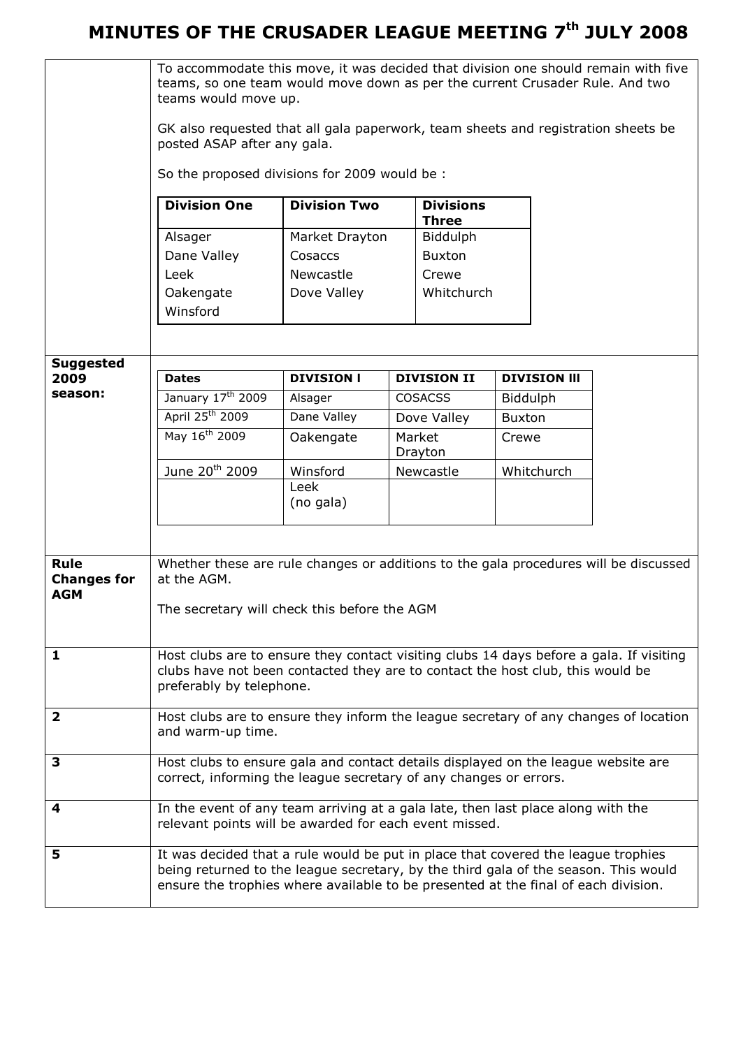# MINUTES OF THE CRUSADER LEAGUE MEETING 7th JULY 2008

To accommodate this move, it was decided that division one should remain with five teams, so one team would move down as per the current Crusader Rule. And two teams would move up.

GK also requested that all gala paperwork, team sheets and registration sheets be posted ASAP after any gala.

So the proposed divisions for 2009 would be :

| Division One | Division Two | Divisions Three |
|---|---|---|
| Alsager | Market Drayton | Biddulph |
| Dane Valley | Cosaccs | Buxton |
| Leek | Newcastle | Crewe |
| Oakengate | Dove Valley | Whitchurch |
| Winsford | | |

**Suggested 2009 season:**

| Dates | DIVISION I | DIVISION II | DIVISION III |
|---|---|---|---|
| January 17th 2009 | Alsager | COSACSS | Biddulph |
| April 25th 2009 | Dane Valley | Dove Valley | Buxton |
| May 16th 2009 | Oakengate | Market Drayton | Crewe |
| June 20th 2009 | Winsford | Newcastle | Whitchurch |
| | Leek (no gala) | | |

**Rule Changes for AGM**

Whether these are rule changes or additions to the gala procedures will be discussed at the AGM.

The secretary will check this before the AGM

**1** Host clubs are to ensure they contact visiting clubs 14 days before a gala. If visiting clubs have not been contacted they are to contact the host club, this would be preferably by telephone.

**2** Host clubs are to ensure they inform the league secretary of any changes of location and warm-up time.

**3** Host clubs to ensure gala and contact details displayed on the league website are correct, informing the league secretary of any changes or errors.

**4** In the event of any team arriving at a gala late, then last place along with the relevant points will be awarded for each event missed.

**5** It was decided that a rule would be put in place that covered the league trophies being returned to the league secretary, by the third gala of the season. This would ensure the trophies where available to be presented at the final of each division.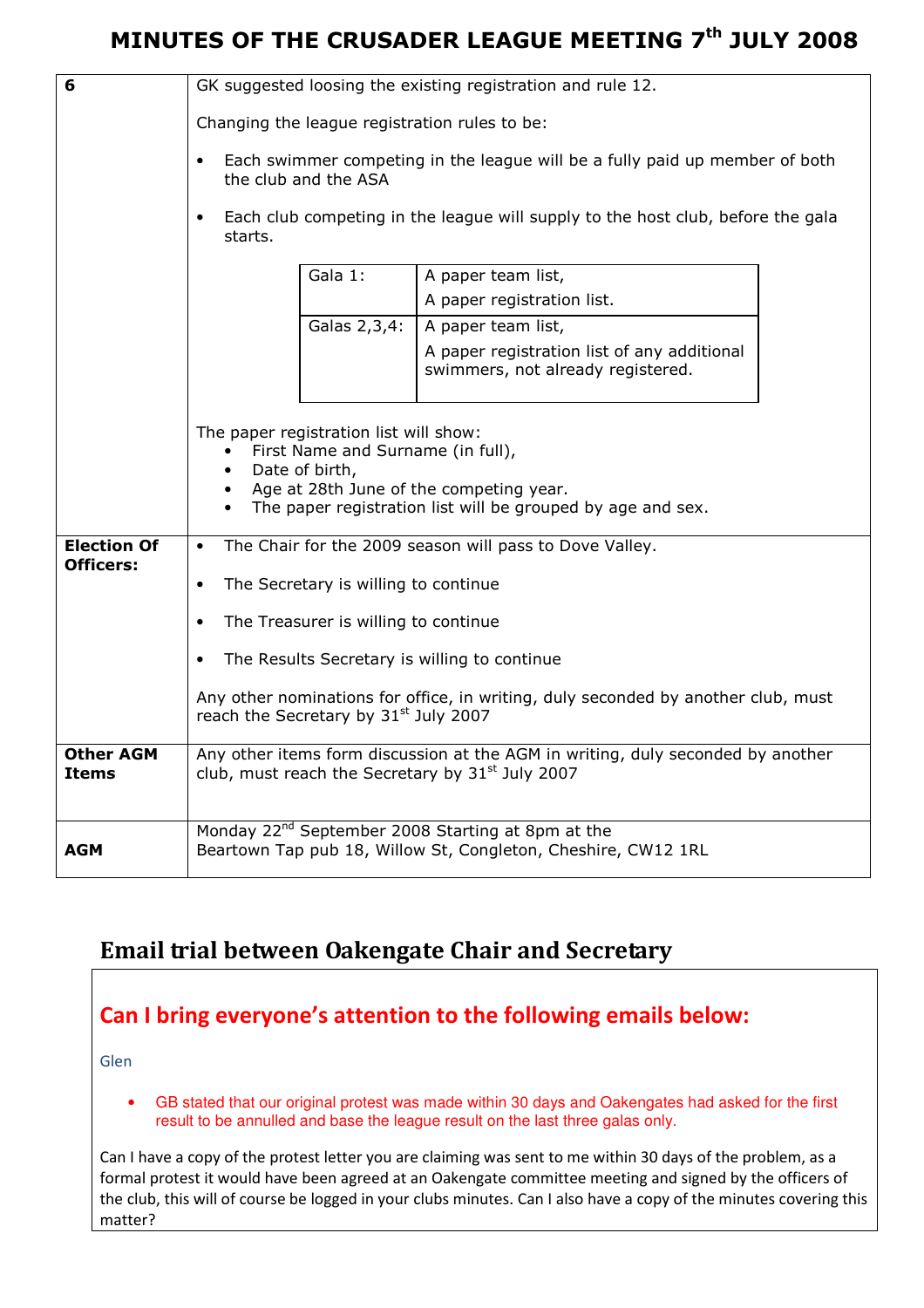# MINUTES OF THE CRUSADER LEAGUE MEETING 7th JULY 2008

| | |
|---|---|
| **6** | GK suggested loosing the existing registration and rule 12.<br><br>Changing the league registration rules to be:<br><br>• Each swimmer competing in the league will be a fully paid up member of both the club and the ASA<br><br>• Each club competing in the league will supply to the host club, before the gala starts.<br><br>Gala 1: A paper team list, A paper registration list.<br>Galas 2,3,4: A paper team list, A paper registration list of any additional swimmers, not already registered.<br><br>The paper registration list will show:<br>• First Name and Surname (in full),<br>• Date of birth,<br>• Age at 28th June of the competing year.<br>• The paper registration list will be grouped by age and sex. |
| **Election Of Officers:** | • The Chair for the 2009 season will pass to Dove Valley.<br><br>• The Secretary is willing to continue<br><br>• The Treasurer is willing to continue<br><br>• The Results Secretary is willing to continue<br><br>Any other nominations for office, in writing, duly seconded by another club, must reach the Secretary by 31st July 2007 |
| **Other AGM Items** | Any other items form discussion at the AGM in writing, duly seconded by another club, must reach the Secretary by 31st July 2007 |
| **AGM** | Monday 22nd September 2008 Starting at 8pm at the Beartown Tap pub 18, Willow St, Congleton, Cheshire, CW12 1RL |

## Email trial between Oakengate Chair and Secretary

### Can I bring everyone's attention to the following emails below:

Glen

- GB stated that our original protest was made within 30 days and Oakengates had asked for the first result to be annulled and base the league result on the last three galas only.

Can I have a copy of the protest letter you are claiming was sent to me within 30 days of the problem, as a formal protest it would have been agreed at an Oakengate committee meeting and signed by the officers of the club, this will of course be logged in your clubs minutes. Can I also have a copy of the minutes covering this matter?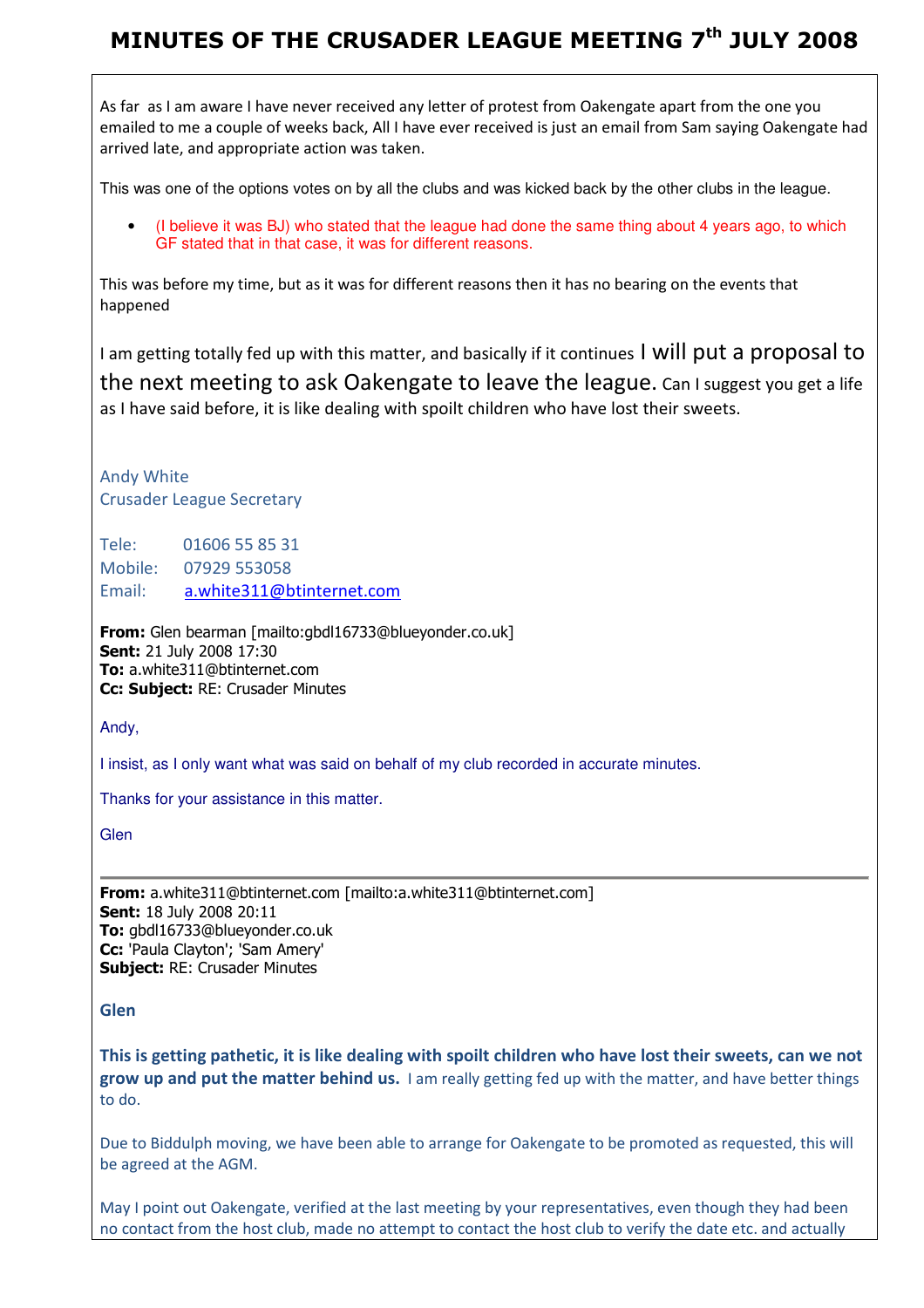# MINUTES OF THE CRUSADER LEAGUE MEETING 7th JULY 2008

As far as I am aware I have never received any letter of protest from Oakengate apart from the one you emailed to me a couple of weeks back, All I have ever received is just an email from Sam saying Oakengate had arrived late, and appropriate action was taken.

This was one of the options votes on by all the clubs and was kicked back by the other clubs in the league.

- (I believe it was BJ) who stated that the league had done the same thing about 4 years ago, to which GF stated that in that case, it was for different reasons.

This was before my time, but as it was for different reasons then it has no bearing on the events that happened

I am getting totally fed up with this matter, and basically if it continues I will put a proposal to the next meeting to ask Oakengate to leave the league. Can I suggest you get a life as I have said before, it is like dealing with spoilt children who have lost their sweets.

Andy White
Crusader League Secretary

Tele: 01606 55 85 31
Mobile: 07929 553058
Email: a.white311@btinternet.com

**From:** Glen bearman [mailto:gbdl16733@blueyonder.co.uk]
**Sent:** 21 July 2008 17:30
**To:** a.white311@btinternet.com
**Cc: Subject:** RE: Crusader Minutes

Andy,

I insist, as I only want what was said on behalf of my club recorded in accurate minutes.

Thanks for your assistance in this matter.

Glen

---

**From:** a.white311@btinternet.com [mailto:a.white311@btinternet.com]
**Sent:** 18 July 2008 20:11
**To:** gbdl16733@blueyonder.co.uk
**Cc:** 'Paula Clayton'; 'Sam Amery'
**Subject:** RE: Crusader Minutes

**Glen**

**This is getting pathetic, it is like dealing with spoilt children who have lost their sweets, can we not grow up and put the matter behind us.** I am really getting fed up with the matter, and have better things to do.

Due to Biddulph moving, we have been able to arrange for Oakengate to be promoted as requested, this will be agreed at the AGM.

May I point out Oakengate, verified at the last meeting by your representatives, even though they had been no contact from the host club, made no attempt to contact the host club to verify the date etc. and actually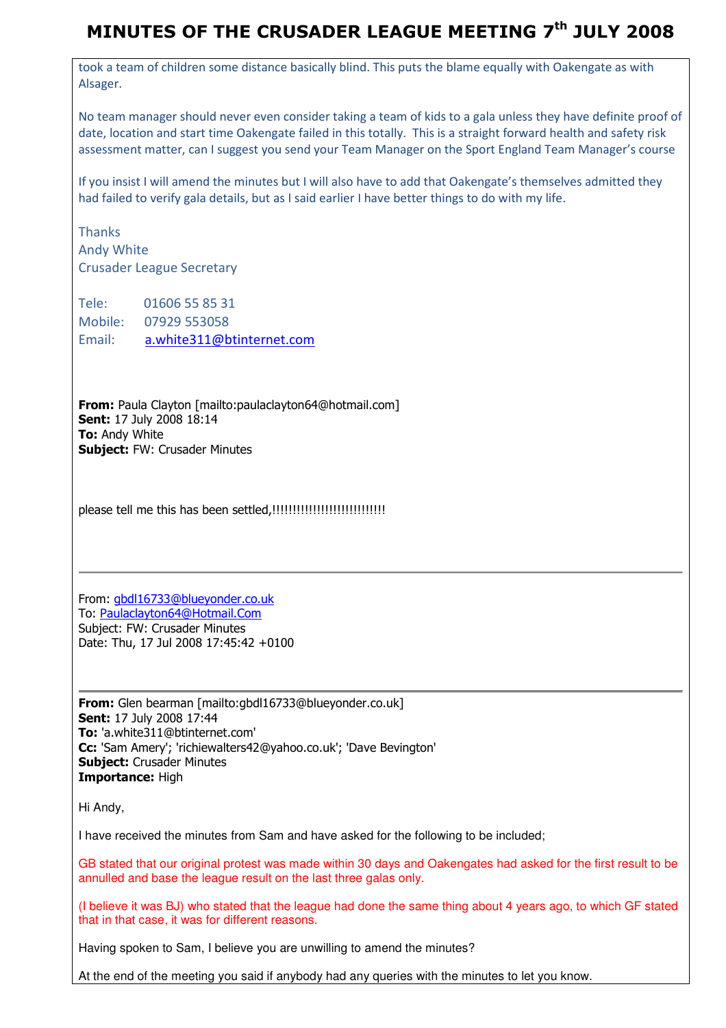took a team of children some distance basically blind. This puts the blame equally with Oakengate as with Alsager.

No team manager should never even consider taking a team of kids to a gala unless they have definite proof of date, location and start time Oakengate failed in this totally. This is a straight forward health and safety risk assessment matter, can I suggest you send your Team Manager on the Sport England Team Manager's course

If you insist I will amend the minutes but I will also have to add that Oakengate's themselves admitted they had failed to verify gala details, but as I said earlier I have better things to do with my life.

Thanks
Andy White
Crusader League Secretary

Tele: 01606 55 85 31
Mobile: 07929 553058
Email: a.white311@btinternet.com

**From:** Paula Clayton [mailto:paulaclayton64@hotmail.com]
**Sent:** 17 July 2008 18:14
**To:** Andy White
**Subject:** FW: Crusader Minutes

please tell me this has been settled,!!!!!!!!!!!!!!!!!!!!!!!!!!!

---

From: gbdl16733@blueyonder.co.uk
To: Paulaclayton64@Hotmail.Com
Subject: FW: Crusader Minutes
Date: Thu, 17 Jul 2008 17:45:42 +0100

---

**From:** Glen bearman [mailto:gbdl16733@blueyonder.co.uk]
**Sent:** 17 July 2008 17:44
**To:** 'a.white311@btinternet.com'
**Cc:** 'Sam Amery'; 'richiewalters42@yahoo.co.uk'; 'Dave Bevington'
**Subject:** Crusader Minutes
**Importance:** High

Hi Andy,

I have received the minutes from Sam and have asked for the following to be included;

GB stated that our original protest was made within 30 days and Oakengates had asked for the first result to be annulled and base the league result on the last three galas only.

(I believe it was BJ) who stated that the league had done the same thing about 4 years ago, to which GF stated that in that case, it was for different reasons.

Having spoken to Sam, I believe you are unwilling to amend the minutes?

At the end of the meeting you said if anybody had any queries with the minutes to let you know.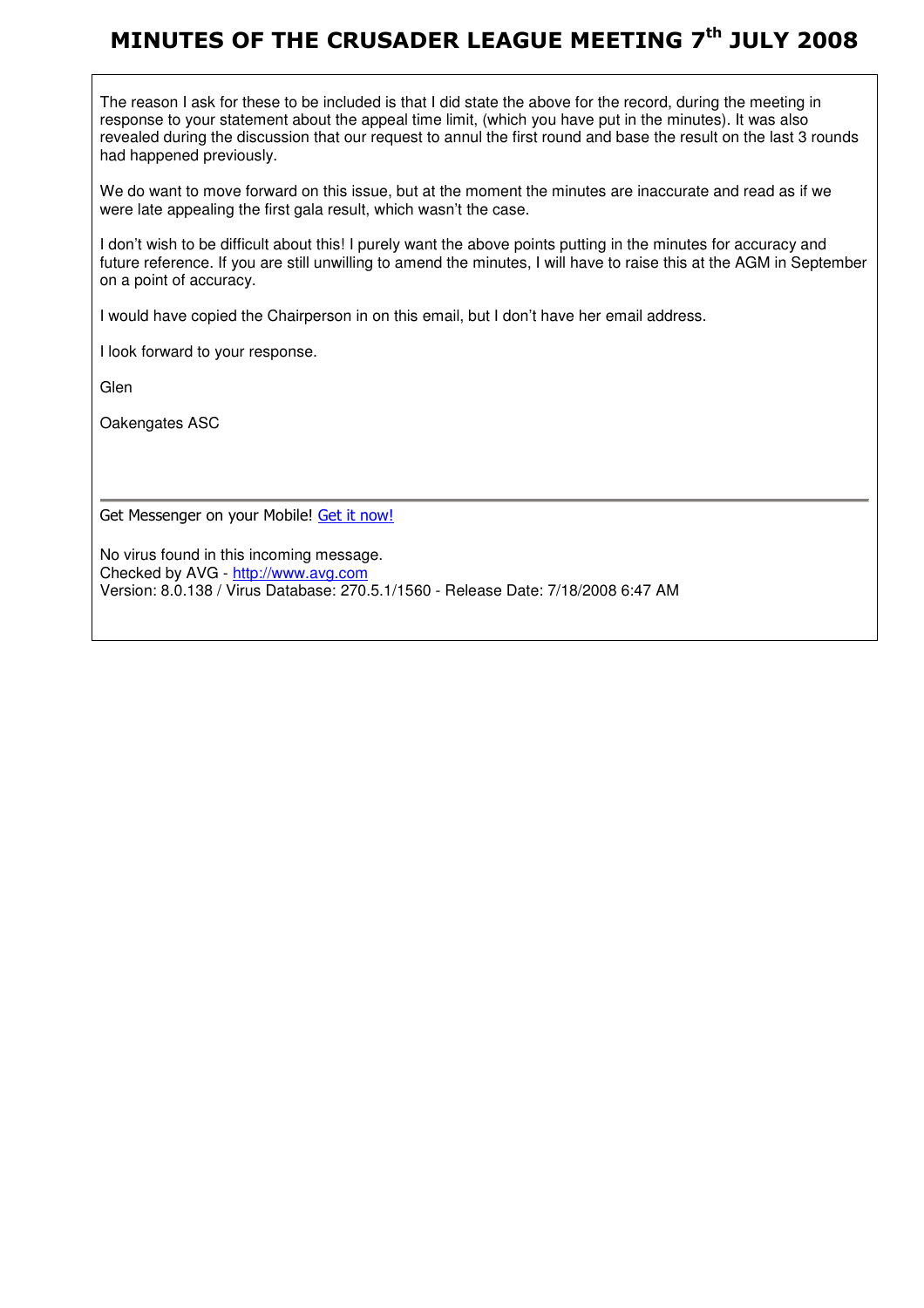The reason I ask for these to be included is that I did state the above for the record, during the meeting in response to your statement about the appeal time limit, (which you have put in the minutes). It was also revealed during the discussion that our request to annul the first round and base the result on the last 3 rounds had happened previously.

We do want to move forward on this issue, but at the moment the minutes are inaccurate and read as if we were late appealing the first gala result, which wasn't the case.

I don't wish to be difficult about this! I purely want the above points putting in the minutes for accuracy and future reference. If you are still unwilling to amend the minutes, I will have to raise this at the AGM in September on a point of accuracy.

I would have copied the Chairperson in on this email, but I don't have her email address.

I look forward to your response.

Glen

Oakengates ASC

---

Get Messenger on your Mobile! [Get it now!]

No virus found in this incoming message.
Checked by AVG - http://www.avg.com
Version: 8.0.138 / Virus Database: 270.5.1/1560 - Release Date: 7/18/2008 6:47 AM